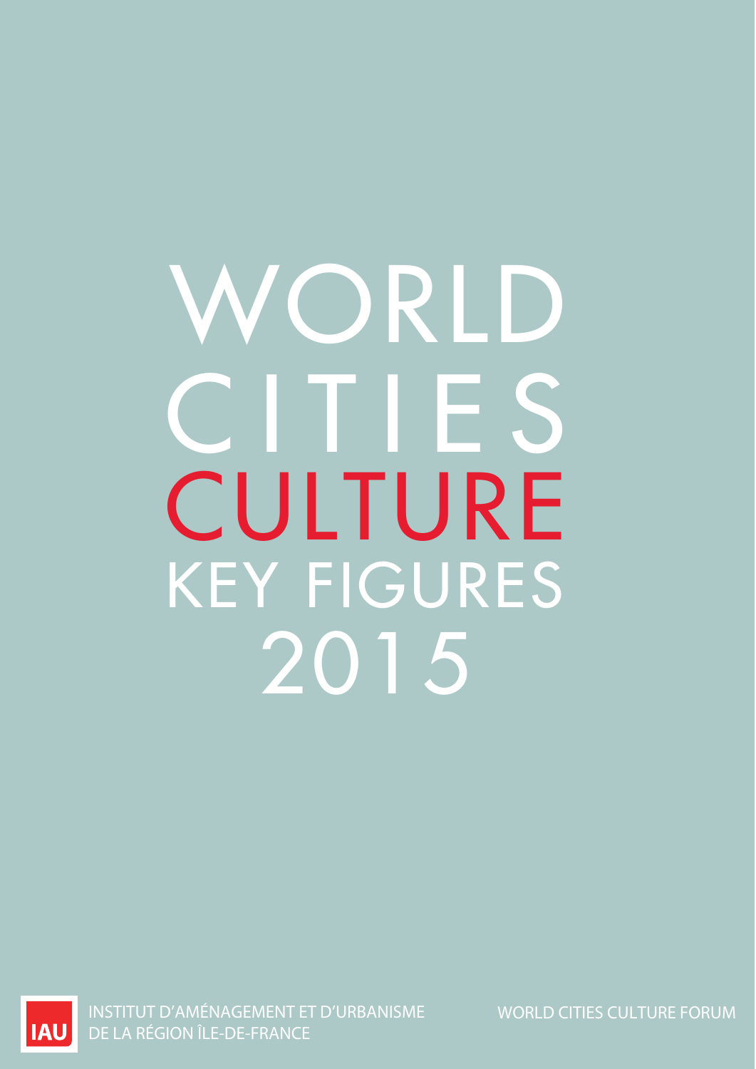# WORLD CITIES CULTURE KEY FIGURES 2015

IAU

INSTITUT D'AMÉNAGEMENT ET D'URBANISME DE LA RÉGION ÎLE-DE-FRANCE

WORLD CITIES CULTURE FORUM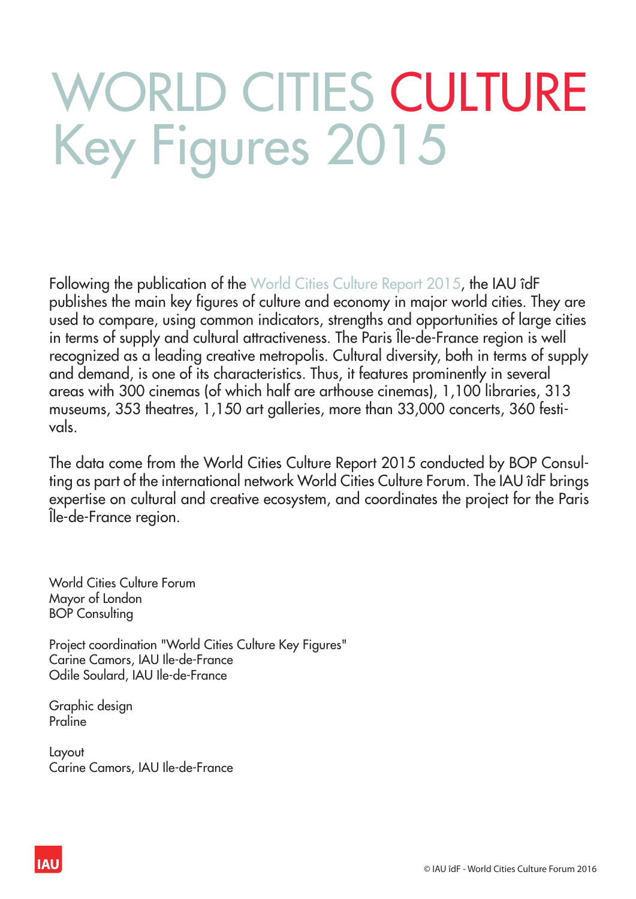# WORLD CITIES CULTURE Key Figures 2015

Following the publication of the World Cities Culture Report 2015, the IAU îdF publishes the main key figures of culture and economy in major world cities. They are used to compare, using common indicators, strengths and opportunities of large cities in terms of supply and cultural attractiveness. The Paris Île-de-France region is well recognized as a leading creative metropolis. Cultural diversity, both in terms of supply and demand, is one of its characteristics. Thus, it features prominently in several areas with 300 cinemas (of which half are arthouse cinemas), 1,100 libraries, 313 museums, 353 theatres, 1,150 art galleries, more than 33,000 concerts, 360 festivals.

The data come from the World Cities Culture Report 2015 conducted by BOP Consulting as part of the international network World Cities Culture Forum. The IAU îdF brings expertise on cultural and creative ecosystem, and coordinates the project for the Paris Île-de-France region.

World Cities Culture Forum
Mayor of London
BOP Consulting

Project coordination "World Cities Culture Key Figures"
Carine Camors, IAU Ile-de-France
Odile Soulard, IAU Ile-de-France

Graphic design
Praline

Layout
Carine Camors, IAU Ile-de-France

© IAU îdF - World Cities Culture Forum 2016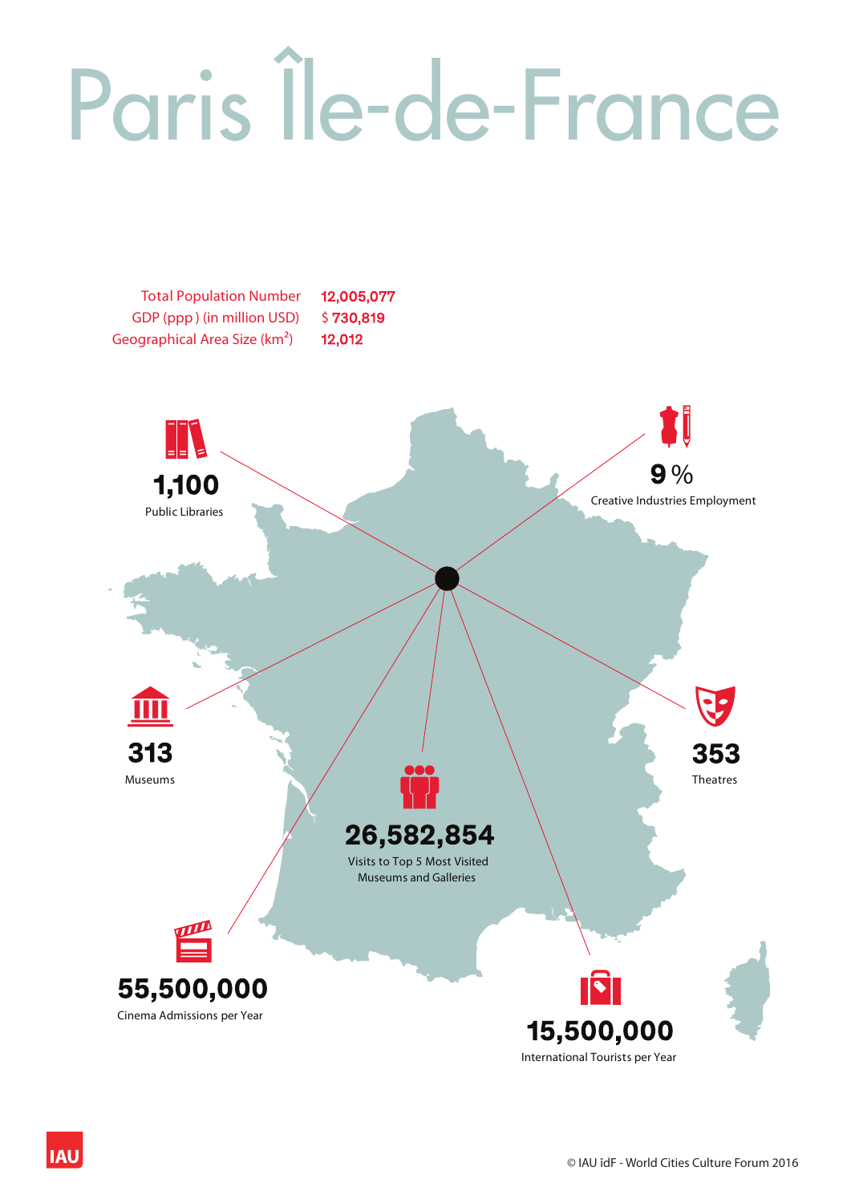# Paris Île-de-France

| | |
|---|---|
| Total Population Number | 12,005,077 |
| GDP (ppp) (in million USD) | $ 730,819 |
| Geographical Area Size (km$^2$) | 12,012 |

**1,100**
Public Libraries

**9 %**
Creative Industries Employment

**313**
Museums

**353**
Theatres

**26,582,854**
Visits to Top 5 Most Visited Museums and Galleries

**55,500,000**
Cinema Admissions per Year

**15,500,000**
International Tourists per Year

© IAU îdF - World Cities Culture Forum 2016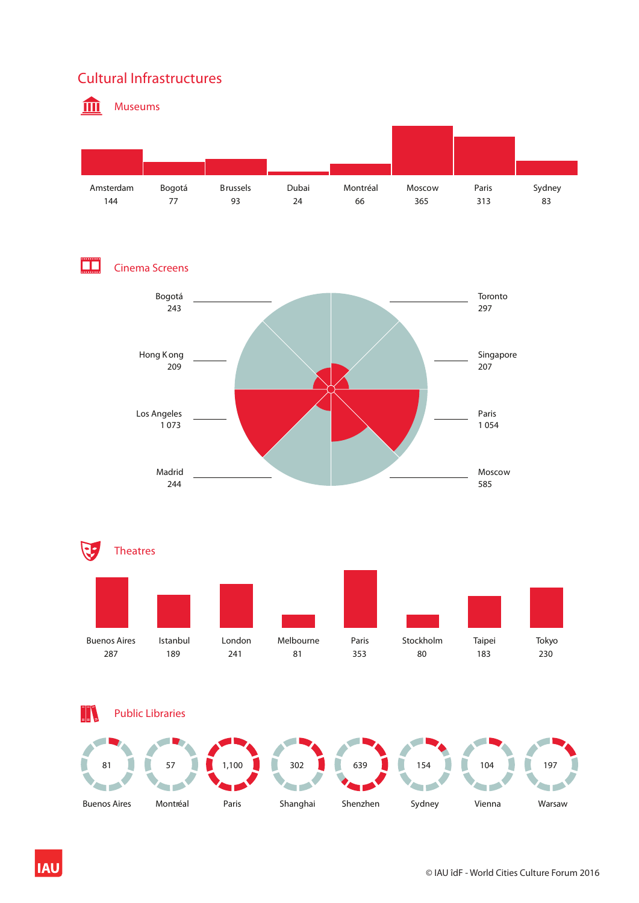# Cultural Infrastructures

## Museums

| Amsterdam | Bogotá | Brussels | Dubai | Montréal | Moscow | Paris | Sydney |
|---|---|---|---|---|---|---|---|
| 144 | 77 | 93 | 24 | 66 | 365 | 313 | 83 |

## Cinema Screens

| Bogotá | Hong Kong | Los Angeles | Madrid | Toronto | Singapore | Paris | Moscow |
|---|---|---|---|---|---|---|---|
| 243 | 209 | 1 073 | 244 | 297 | 207 | 1 054 | 585 |

## Theatres

| Buenos Aires | Istanbul | London | Melbourne | Paris | Stockholm | Taipei | Tokyo |
|---|---|---|---|---|---|---|---|
| 287 | 189 | 241 | 81 | 353 | 80 | 183 | 230 |

## Public Libraries

| Buenos Aires | Montréal | Paris | Shanghai | Shenzhen | Sydney | Vienna | Warsaw |
|---|---|---|---|---|---|---|---|
| 81 | 57 | 1,100 | 302 | 639 | 154 | 104 | 197 |

IAU

© IAU îdF - World Cities Culture Forum 2016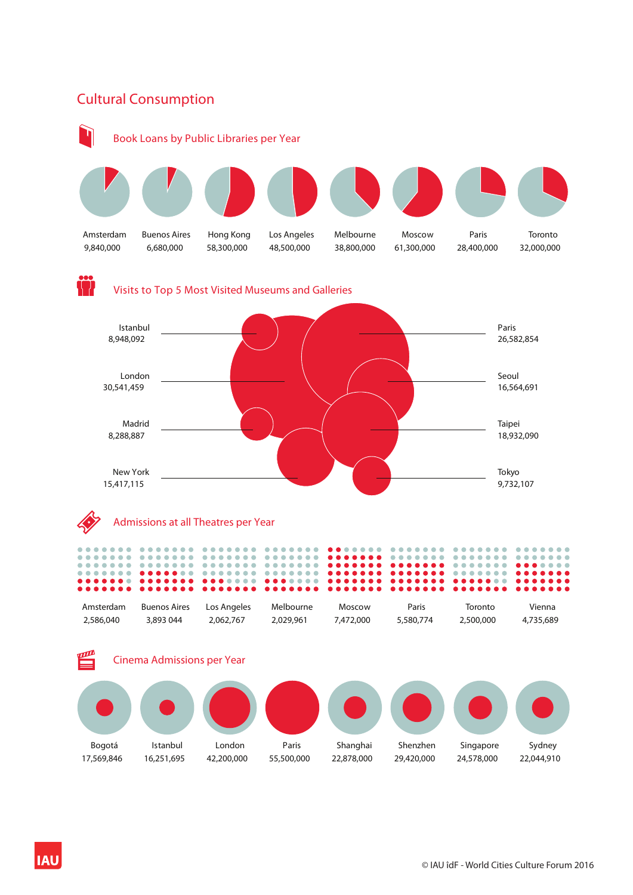## Cultural Consumption

### Book Loans by Public Libraries per Year

| City | Book Loans |
|---|---|
| Amsterdam | 9,840,000 |
| Buenos Aires | 6,680,000 |
| Hong Kong | 58,300,000 |
| Los Angeles | 48,500,000 |
| Melbourne | 38,800,000 |
| Moscow | 61,300,000 |
| Paris | 28,400,000 |
| Toronto | 32,000,000 |

### Visits to Top 5 Most Visited Museums and Galleries

| City | Visits |
|---|---|
| Istanbul | 8,948,092 |
| London | 30,541,459 |
| Madrid | 8,288,887 |
| New York | 15,417,115 |
| Paris | 26,582,854 |
| Seoul | 16,564,691 |
| Taipei | 18,932,090 |
| Tokyo | 9,732,107 |

### Admissions at all Theatres per Year

| City | Admissions |
|---|---|
| Amsterdam | 2,586,040 |
| Buenos Aires | 3,893 044 |
| Los Angeles | 2,062,767 |
| Melbourne | 2,029,961 |
| Moscow | 7,472,000 |
| Paris | 5,580,774 |
| Toronto | 2,500,000 |
| Vienna | 4,735,689 |

### Cinema Admissions per Year

| City | Admissions |
|---|---|
| Bogotá | 17,569,846 |
| Istanbul | 16,251,695 |
| London | 42,200,000 |
| Paris | 55,500,000 |
| Shanghai | 22,878,000 |
| Shenzhen | 29,420,000 |
| Singapore | 24,578,000 |
| Sydney | 22,044,910 |

IAU

© IAU îdF - World Cities Culture Forum 2016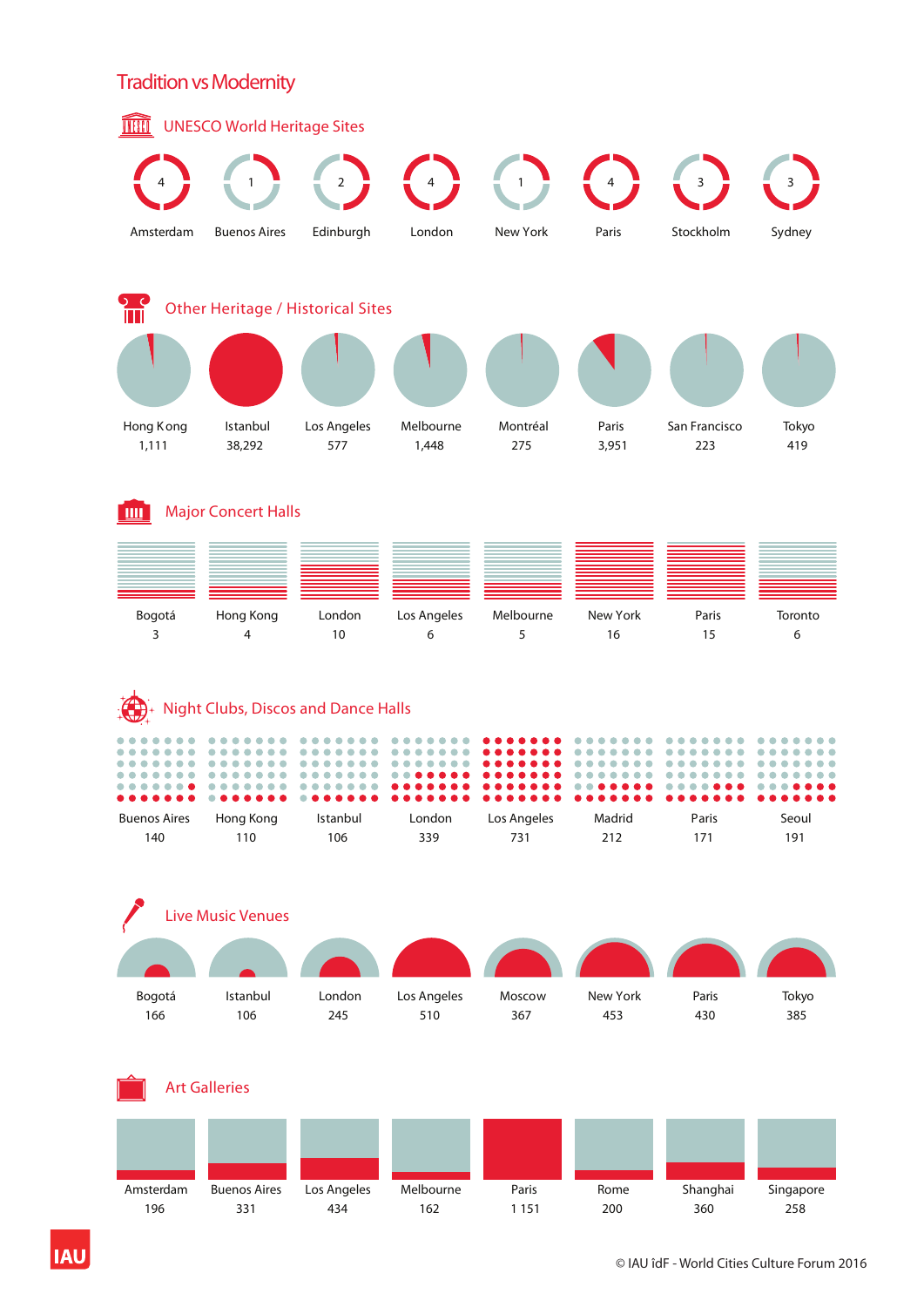# Tradition vs Modernity

## UNESCO World Heritage Sites

| Amsterdam | Buenos Aires | Edinburgh | London | New York | Paris | Stockholm | Sydney |
|---|---|---|---|---|---|---|---|
| 4 | 1 | 2 | 4 | 1 | 4 | 3 | 3 |

## Other Heritage / Historical Sites

| Hong Kong | Istanbul | Los Angeles | Melbourne | Montréal | Paris | San Francisco | Tokyo |
|---|---|---|---|---|---|---|---|
| 1,111 | 38,292 | 577 | 1,448 | 275 | 3,951 | 223 | 419 |

## Major Concert Halls

| Bogotá | Hong Kong | London | Los Angeles | Melbourne | New York | Paris | Toronto |
|---|---|---|---|---|---|---|---|
| 3 | 4 | 10 | 6 | 5 | 16 | 15 | 6 |

## Night Clubs, Discos and Dance Halls

| Buenos Aires | Hong Kong | Istanbul | London | Los Angeles | Madrid | Paris | Seoul |
|---|---|---|---|---|---|---|---|
| 140 | 110 | 106 | 339 | 731 | 212 | 171 | 191 |

## Live Music Venues

| Bogotá | Istanbul | London | Los Angeles | Moscow | New York | Paris | Tokyo |
|---|---|---|---|---|---|---|---|
| 166 | 106 | 245 | 510 | 367 | 453 | 430 | 385 |

## Art Galleries

| Amsterdam | Buenos Aires | Los Angeles | Melbourne | Paris | Rome | Shanghai | Singapore |
|---|---|---|---|---|---|---|---|
| 196 | 331 | 434 | 162 | 1 151 | 200 | 360 | 258 |

IAU

© IAU îdF - World Cities Culture Forum 2016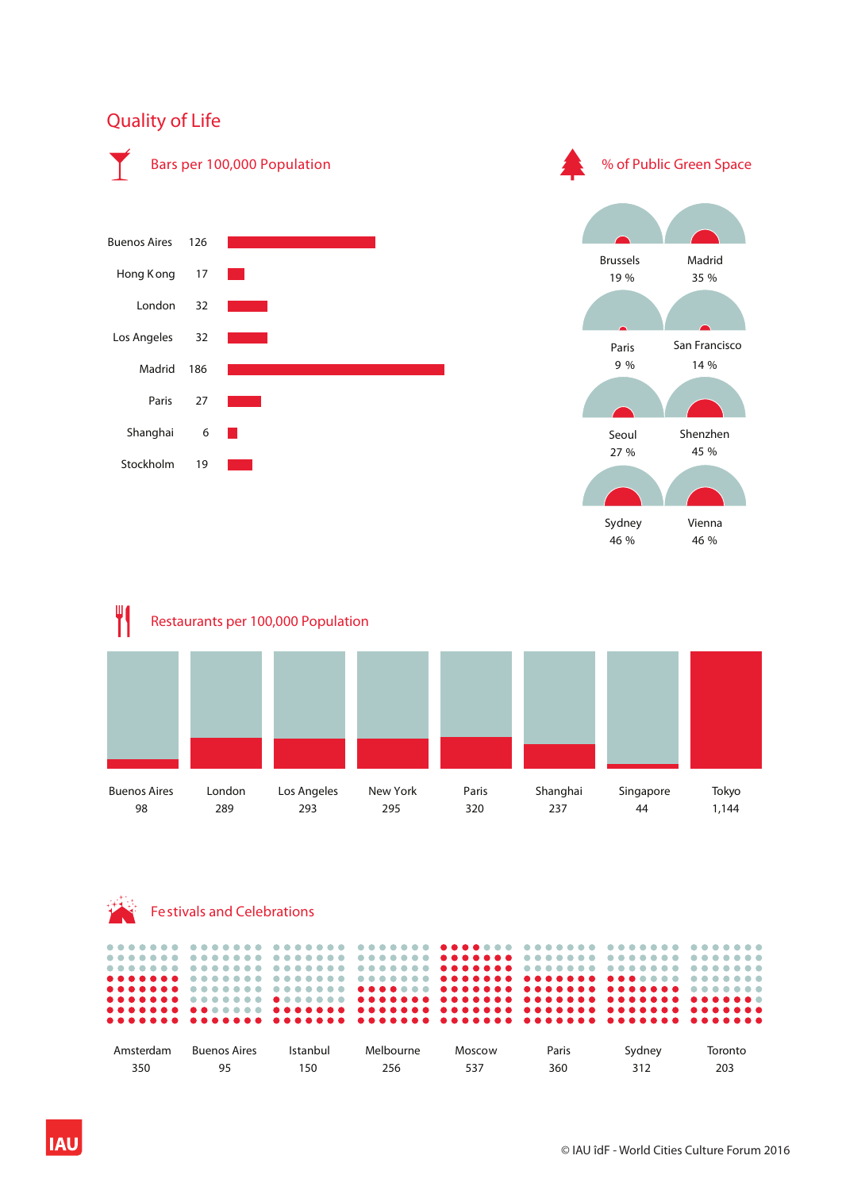# Quality of Life

## Bars per 100,000 Population

| City | Bars |
|---|---|
| Buenos Aires | 126 |
| Hong Kong | 17 |
| London | 32 |
| Los Angeles | 32 |
| Madrid | 186 |
| Paris | 27 |
| Shanghai | 6 |
| Stockholm | 19 |

## % of Public Green Space

| City | % |
|---|---|
| Brussels | 19 % |
| Madrid | 35 % |
| Paris | 9 % |
| San Francisco | 14 % |
| Seoul | 27 % |
| Shenzhen | 45 % |
| Sydney | 46 % |
| Vienna | 46 % |

## Restaurants per 100,000 Population

| City | Restaurants |
|---|---|
| Buenos Aires | 98 |
| London | 289 |
| Los Angeles | 293 |
| New York | 295 |
| Paris | 320 |
| Shanghai | 237 |
| Singapore | 44 |
| Tokyo | 1,144 |

## Festivals and Celebrations

| City | Festivals |
|---|---|
| Amsterdam | 350 |
| Buenos Aires | 95 |
| Istanbul | 150 |
| Melbourne | 256 |
| Moscow | 537 |
| Paris | 360 |
| Sydney | 312 |
| Toronto | 203 |

© IAU îdF - World Cities Culture Forum 2016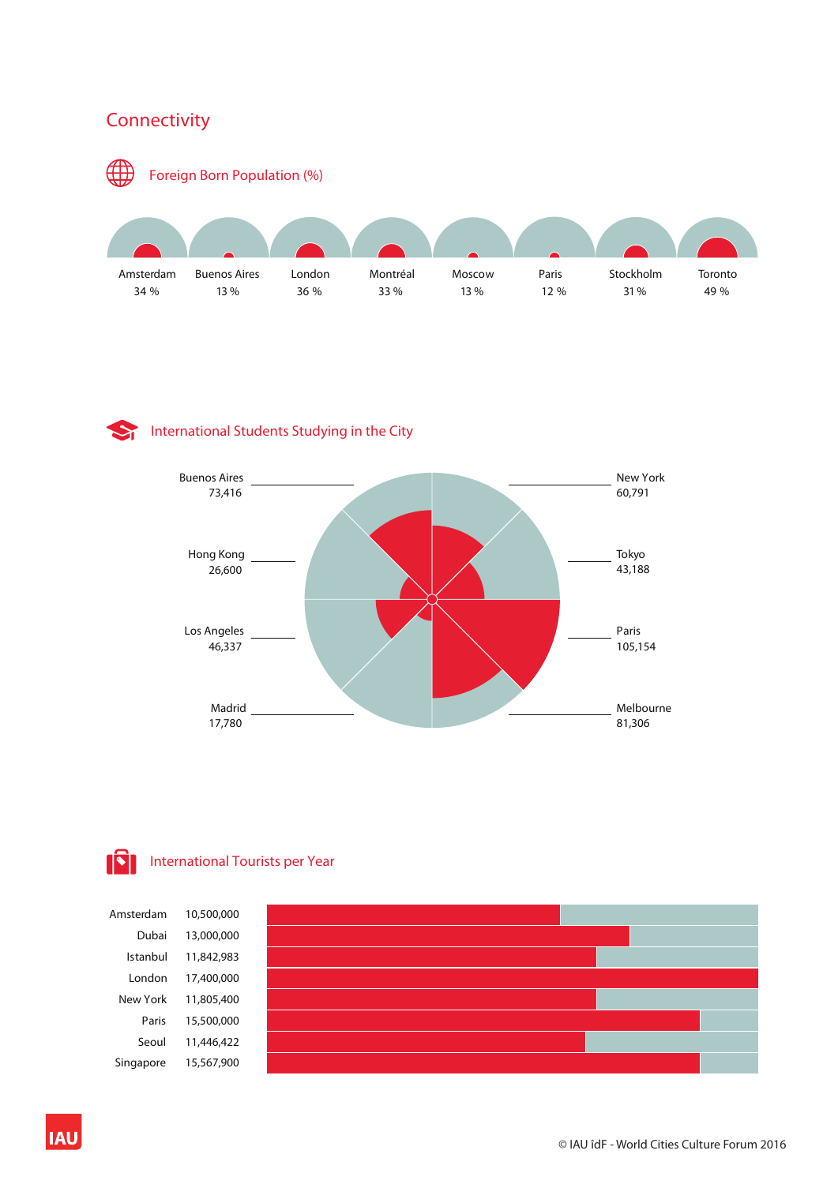## Connectivity

### Foreign Born Population (%)

| Amsterdam | Buenos Aires | London | Montréal | Moscow | Paris | Stockholm | Toronto |
|---|---|---|---|---|---|---|---|
| 34 % | 13 % | 36 % | 33 % | 13 % | 12 % | 31 % | 49 % |

### International Students Studying in the City

| City | Students |
|---|---|
| Buenos Aires | 73,416 |
| New York | 60,791 |
| Hong Kong | 26,600 |
| Tokyo | 43,188 |
| Los Angeles | 46,337 |
| Paris | 105,154 |
| Madrid | 17,780 |
| Melbourne | 81,306 |

### International Tourists per Year

| City | Tourists |
|---|---|
| Amsterdam | 10,500,000 |
| Dubai | 13,000,000 |
| Istanbul | 11,842,983 |
| London | 17,400,000 |
| New York | 11,805,400 |
| Paris | 15,500,000 |
| Seoul | 11,446,422 |
| Singapore | 15,567,900 |

© IAU îdF - World Cities Culture Forum 2016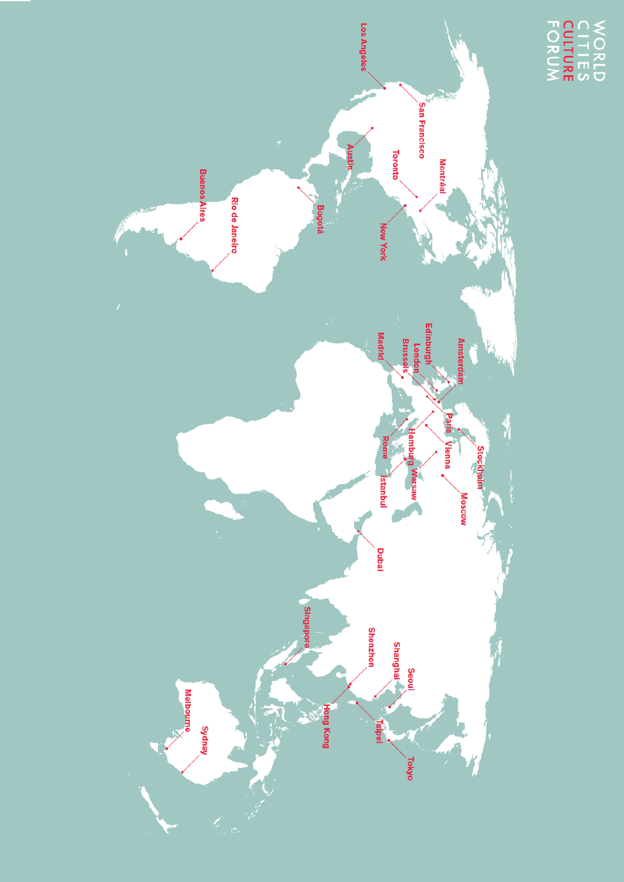WORLD
CITIES
CULTURE
FORUM

Los Angeles
San Francisco
Austin
Toronto
Montréal
New York
Bogotá
Rio de Janeiro
Buenos Aires
Edinburgh
Amsterdam
London
Brussels
Madrid
Paris
Stockholm
Hamburg
Vienna
Rome
Warsaw
Istanbul
Moscow
Dubai
Singapore
Shenzhen
Shanghai
Seoul
Hong Kong
Taipei
Tokyo
Melbourne
Sydney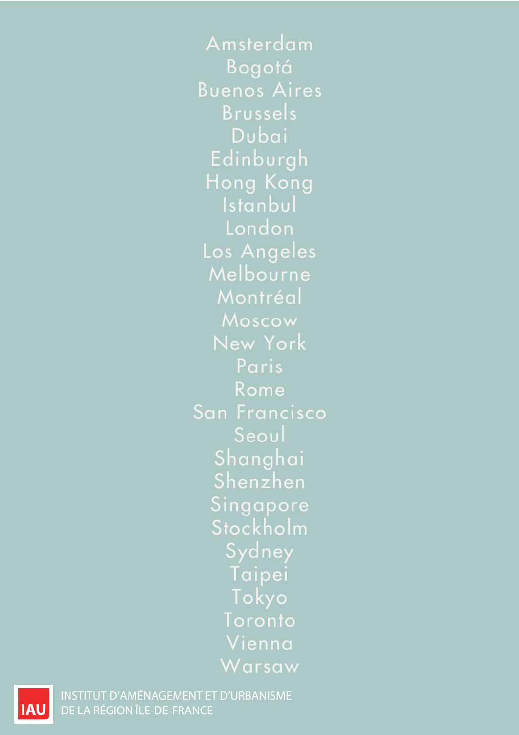Amsterdam
Bogotá
Buenos Aires
Brussels
Dubai
Edinburgh
Hong Kong
Istanbul
London
Los Angeles
Melbourne
Montréal
Moscow
New York
Paris
Rome
San Francisco
Seoul
Shanghai
Shenzhen
Singapore
Stockholm
Sydney
Taipei
Tokyo
Toronto
Vienna
Warsaw

IAU

INSTITUT D'AMÉNAGEMENT ET D'URBANISME
DE LA RÉGION ÎLE-DE-FRANCE